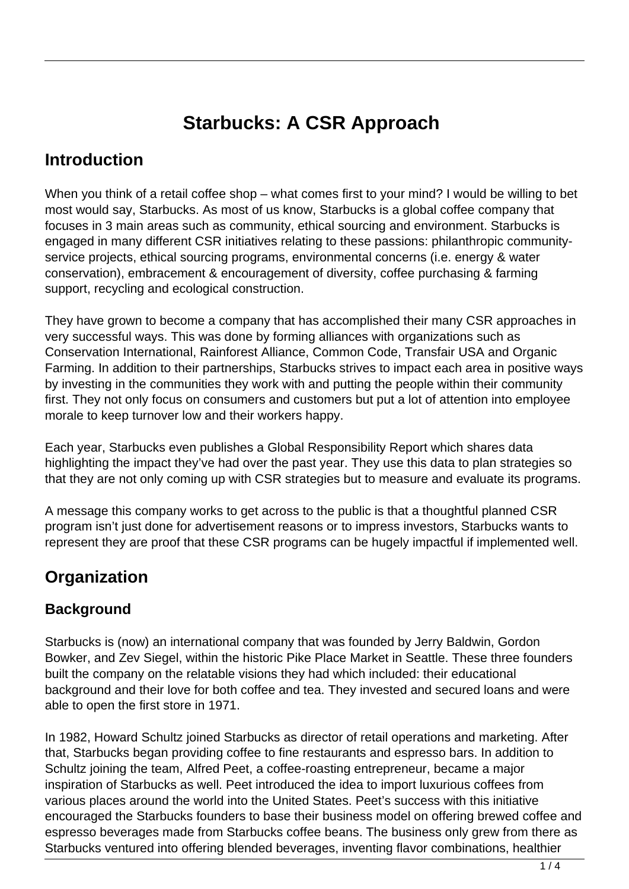# Starbucks: A CSR Approach

## Introduction

When you think of a retail coffee shop – what comes first to your mind? I would be willing to bet most would say, Starbucks. As most of us know, Starbucks is a global coffee company that focuses in 3 main areas such as community, ethical sourcing and environment. Starbucks is engaged in many different CSR initiatives relating to these passions: philanthropic community-service projects, ethical sourcing programs, environmental concerns (i.e. energy & water conservation), embracement & encouragement of diversity, coffee purchasing & farming support, recycling and ecological construction.

They have grown to become a company that has accomplished their many CSR approaches in very successful ways. This was done by forming alliances with organizations such as Conservation International, Rainforest Alliance, Common Code, Transfair USA and Organic Farming. In addition to their partnerships, Starbucks strives to impact each area in positive ways by investing in the communities they work with and putting the people within their community first. They not only focus on consumers and customers but put a lot of attention into employee morale to keep turnover low and their workers happy.

Each year, Starbucks even publishes a Global Responsibility Report which shares data highlighting the impact they've had over the past year. They use this data to plan strategies so that they are not only coming up with CSR strategies but to measure and evaluate its programs.

A message this company works to get across to the public is that a thoughtful planned CSR program isn't just done for advertisement reasons or to impress investors, Starbucks wants to represent they are proof that these CSR programs can be hugely impactful if implemented well.

## Organization

### Background

Starbucks is (now) an international company that was founded by Jerry Baldwin, Gordon Bowker, and Zev Siegel, within the historic Pike Place Market in Seattle. These three founders built the company on the relatable visions they had which included: their educational background and their love for both coffee and tea. They invested and secured loans and were able to open the first store in 1971.

In 1982, Howard Schultz joined Starbucks as director of retail operations and marketing. After that, Starbucks began providing coffee to fine restaurants and espresso bars. In addition to Schultz joining the team, Alfred Peet, a coffee-roasting entrepreneur, became a major inspiration of Starbucks as well. Peet introduced the idea to import luxurious coffees from various places around the world into the United States. Peet's success with this initiative encouraged the Starbucks founders to base their business model on offering brewed coffee and espresso beverages made from Starbucks coffee beans. The business only grew from there as Starbucks ventured into offering blended beverages, inventing flavor combinations, healthier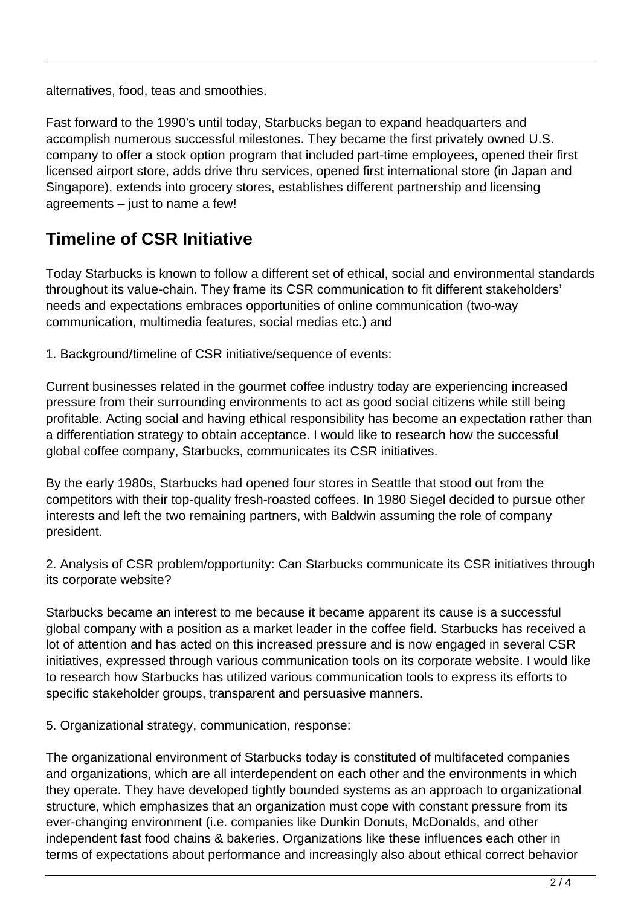alternatives, food, teas and smoothies.

Fast forward to the 1990's until today, Starbucks began to expand headquarters and accomplish numerous successful milestones. They became the first privately owned U.S. company to offer a stock option program that included part-time employees, opened their first licensed airport store, adds drive thru services, opened first international store (in Japan and Singapore), extends into grocery stores, establishes different partnership and licensing agreements – just to name a few!

## Timeline of CSR Initiative

Today Starbucks is known to follow a different set of ethical, social and environmental standards throughout its value-chain. They frame its CSR communication to fit different stakeholders' needs and expectations embraces opportunities of online communication (two-way communication, multimedia features, social medias etc.) and

1. Background/timeline of CSR initiative/sequence of events:

Current businesses related in the gourmet coffee industry today are experiencing increased pressure from their surrounding environments to act as good social citizens while still being profitable. Acting social and having ethical responsibility has become an expectation rather than a differentiation strategy to obtain acceptance. I would like to research how the successful global coffee company, Starbucks, communicates its CSR initiatives.

By the early 1980s, Starbucks had opened four stores in Seattle that stood out from the competitors with their top-quality fresh-roasted coffees. In 1980 Siegel decided to pursue other interests and left the two remaining partners, with Baldwin assuming the role of company president.

2. Analysis of CSR problem/opportunity: Can Starbucks communicate its CSR initiatives through its corporate website?

Starbucks became an interest to me because it became apparent its cause is a successful global company with a position as a market leader in the coffee field. Starbucks has received a lot of attention and has acted on this increased pressure and is now engaged in several CSR initiatives, expressed through various communication tools on its corporate website. I would like to research how Starbucks has utilized various communication tools to express its efforts to specific stakeholder groups, transparent and persuasive manners.

5. Organizational strategy, communication, response:

The organizational environment of Starbucks today is constituted of multifaceted companies and organizations, which are all interdependent on each other and the environments in which they operate. They have developed tightly bounded systems as an approach to organizational structure, which emphasizes that an organization must cope with constant pressure from its ever-changing environment (i.e. companies like Dunkin Donuts, McDonalds, and other independent fast food chains & bakeries. Organizations like these influences each other in terms of expectations about performance and increasingly also about ethical correct behavior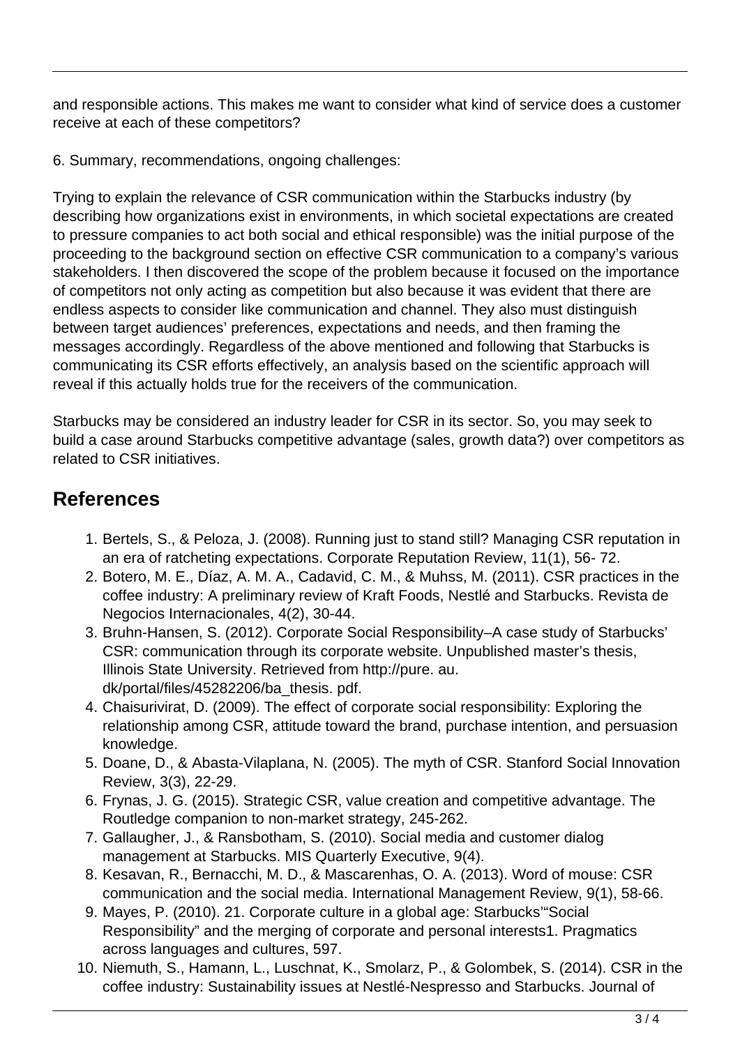and responsible actions. This makes me want to consider what kind of service does a customer receive at each of these competitors?

6. Summary, recommendations, ongoing challenges:

Trying to explain the relevance of CSR communication within the Starbucks industry (by describing how organizations exist in environments, in which societal expectations are created to pressure companies to act both social and ethical responsible) was the initial purpose of the proceeding to the background section on effective CSR communication to a company's various stakeholders. I then discovered the scope of the problem because it focused on the importance of competitors not only acting as competition but also because it was evident that there are endless aspects to consider like communication and channel. They also must distinguish between target audiences' preferences, expectations and needs, and then framing the messages accordingly. Regardless of the above mentioned and following that Starbucks is communicating its CSR efforts effectively, an analysis based on the scientific approach will reveal if this actually holds true for the receivers of the communication.

Starbucks may be considered an industry leader for CSR in its sector. So, you may seek to build a case around Starbucks competitive advantage (sales, growth data?) over competitors as related to CSR initiatives.

## References

1. Bertels, S., & Peloza, J. (2008). Running just to stand still? Managing CSR reputation in an era of ratcheting expectations. Corporate Reputation Review, 11(1), 56- 72.
2. Botero, M. E., Díaz, A. M. A., Cadavid, C. M., & Muhss, M. (2011). CSR practices in the coffee industry: A preliminary review of Kraft Foods, Nestlé and Starbucks. Revista de Negocios Internacionales, 4(2), 30-44.
3. Bruhn-Hansen, S. (2012). Corporate Social Responsibility–A case study of Starbucks' CSR: communication through its corporate website. Unpublished master's thesis, Illinois State University. Retrieved from http://pure. au. dk/portal/files/45282206/ba_thesis. pdf.
4. Chaisurivirat, D. (2009). The effect of corporate social responsibility: Exploring the relationship among CSR, attitude toward the brand, purchase intention, and persuasion knowledge.
5. Doane, D., & Abasta-Vilaplana, N. (2005). The myth of CSR. Stanford Social Innovation Review, 3(3), 22-29.
6. Frynas, J. G. (2015). Strategic CSR, value creation and competitive advantage. The Routledge companion to non-market strategy, 245-262.
7. Gallaugher, J., & Ransbotham, S. (2010). Social media and customer dialog management at Starbucks. MIS Quarterly Executive, 9(4).
8. Kesavan, R., Bernacchi, M. D., & Mascarenhas, O. A. (2013). Word of mouse: CSR communication and the social media. International Management Review, 9(1), 58-66.
9. Mayes, P. (2010). 21. Corporate culture in a global age: Starbucks'"Social Responsibility" and the merging of corporate and personal interests1. Pragmatics across languages and cultures, 597.
10. Niemuth, S., Hamann, L., Luschnat, K., Smolarz, P., & Golombek, S. (2014). CSR in the coffee industry: Sustainability issues at Nestlé-Nespresso and Starbucks. Journal of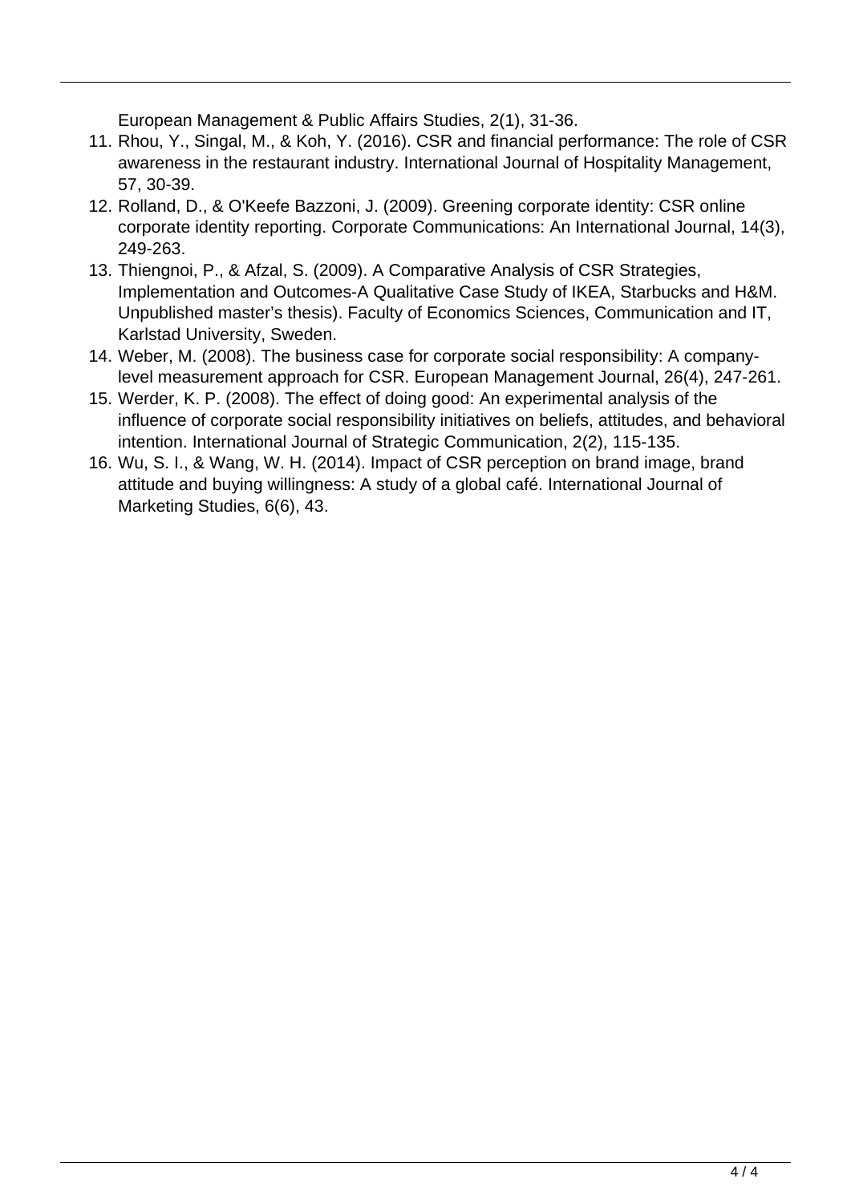European Management & Public Affairs Studies, 2(1), 31-36.

11. Rhou, Y., Singal, M., & Koh, Y. (2016). CSR and financial performance: The role of CSR awareness in the restaurant industry. International Journal of Hospitality Management, 57, 30-39.
12. Rolland, D., & O'Keefe Bazzoni, J. (2009). Greening corporate identity: CSR online corporate identity reporting. Corporate Communications: An International Journal, 14(3), 249-263.
13. Thiengnoi, P., & Afzal, S. (2009). A Comparative Analysis of CSR Strategies, Implementation and Outcomes-A Qualitative Case Study of IKEA, Starbucks and H&M. Unpublished master's thesis). Faculty of Economics Sciences, Communication and IT, Karlstad University, Sweden.
14. Weber, M. (2008). The business case for corporate social responsibility: A company-level measurement approach for CSR. European Management Journal, 26(4), 247-261.
15. Werder, K. P. (2008). The effect of doing good: An experimental analysis of the influence of corporate social responsibility initiatives on beliefs, attitudes, and behavioral intention. International Journal of Strategic Communication, 2(2), 115-135.
16. Wu, S. I., & Wang, W. H. (2014). Impact of CSR perception on brand image, brand attitude and buying willingness: A study of a global café. International Journal of Marketing Studies, 6(6), 43.